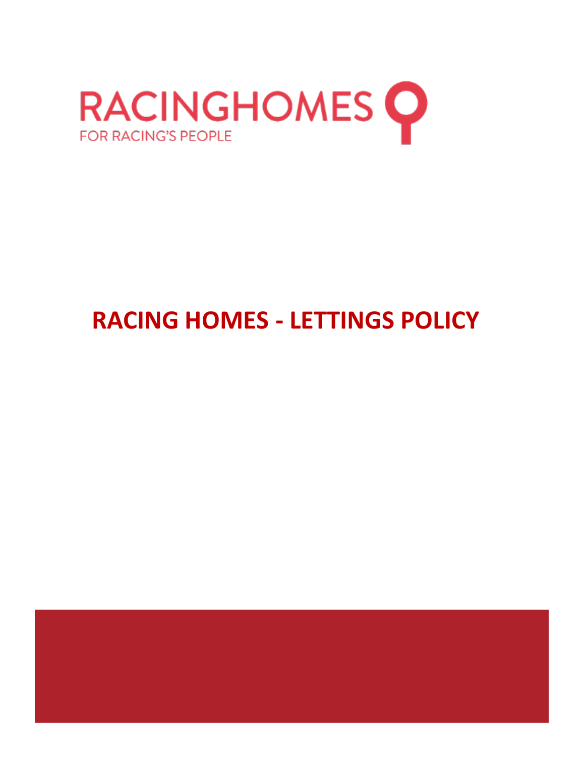RACINGHOMES

FOR RACING'S PEOPLE

# RACING HOMES - LETTINGS POLICY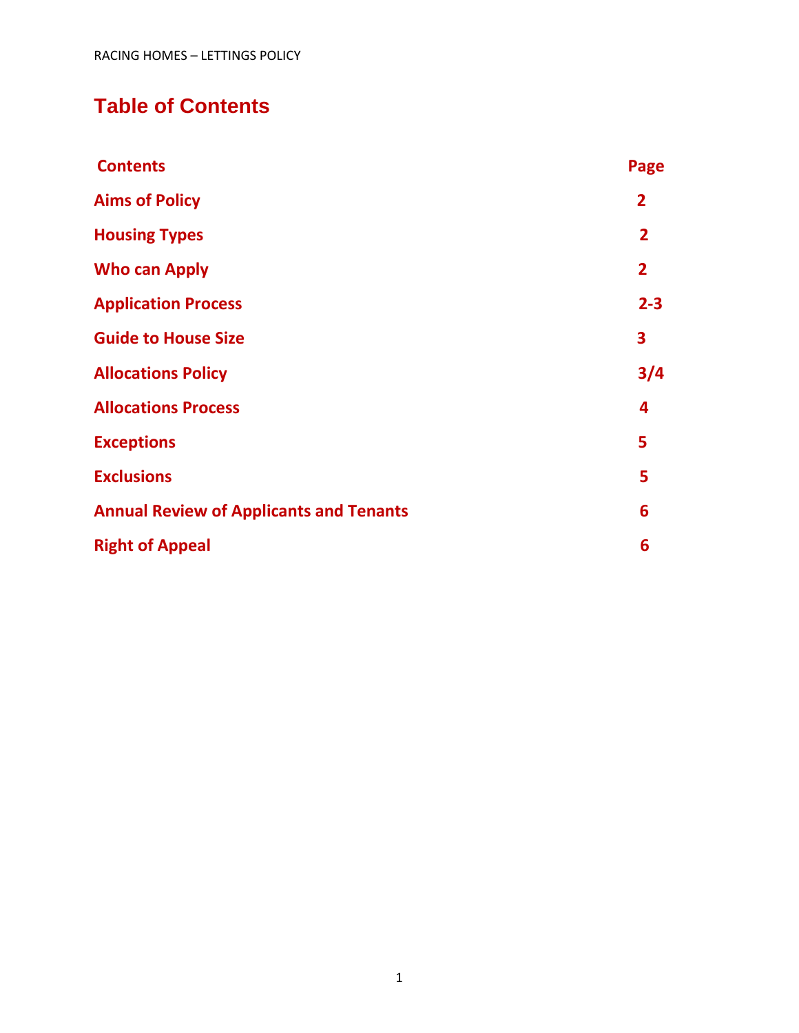# Table of Contents

| Contents | Page |
|---|---|
| Aims of Policy | 2 |
| Housing Types | 2 |
| Who can Apply | 2 |
| Application Process | 2-3 |
| Guide to House Size | 3 |
| Allocations Policy | 3/4 |
| Allocations Process | 4 |
| Exceptions | 5 |
| Exclusions | 5 |
| Annual Review of Applicants and Tenants | 6 |
| Right of Appeal | 6 |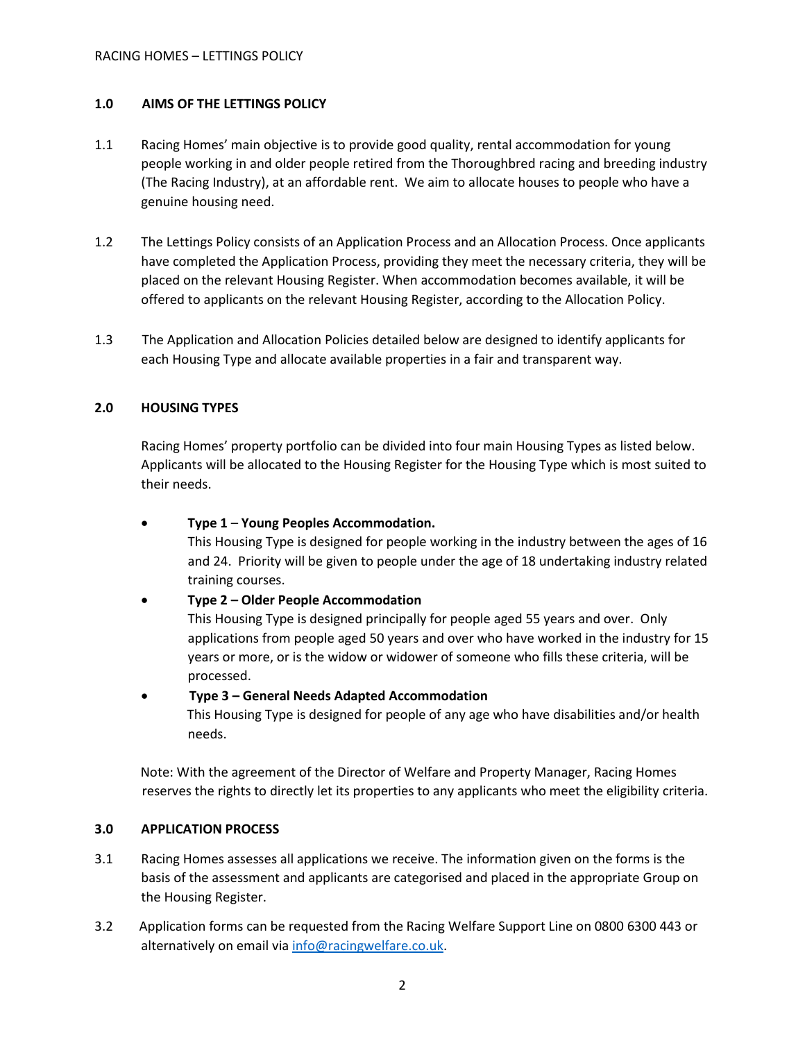## 1.0 AIMS OF THE LETTINGS POLICY

1.1 Racing Homes' main objective is to provide good quality, rental accommodation for young people working in and older people retired from the Thoroughbred racing and breeding industry (The Racing Industry), at an affordable rent. We aim to allocate houses to people who have a genuine housing need.

1.2 The Lettings Policy consists of an Application Process and an Allocation Process. Once applicants have completed the Application Process, providing they meet the necessary criteria, they will be placed on the relevant Housing Register. When accommodation becomes available, it will be offered to applicants on the relevant Housing Register, according to the Allocation Policy.

1.3 The Application and Allocation Policies detailed below are designed to identify applicants for each Housing Type and allocate available properties in a fair and transparent way.

## 2.0 HOUSING TYPES

Racing Homes' property portfolio can be divided into four main Housing Types as listed below. Applicants will be allocated to the Housing Register for the Housing Type which is most suited to their needs.

- **Type 1** – **Young Peoples Accommodation.**
  This Housing Type is designed for people working in the industry between the ages of 16 and 24. Priority will be given to people under the age of 18 undertaking industry related training courses.
- **Type 2 – Older People Accommodation**
  This Housing Type is designed principally for people aged 55 years and over. Only applications from people aged 50 years and over who have worked in the industry for 15 years or more, or is the widow or widower of someone who fills these criteria, will be processed.
- **Type 3 – General Needs Adapted Accommodation**
  This Housing Type is designed for people of any age who have disabilities and/or health needs.

Note: With the agreement of the Director of Welfare and Property Manager, Racing Homes reserves the rights to directly let its properties to any applicants who meet the eligibility criteria.

## 3.0 APPLICATION PROCESS

3.1 Racing Homes assesses all applications we receive. The information given on the forms is the basis of the assessment and applicants are categorised and placed in the appropriate Group on the Housing Register.

3.2 Application forms can be requested from the Racing Welfare Support Line on 0800 6300 443 or alternatively on email via info@racingwelfare.co.uk.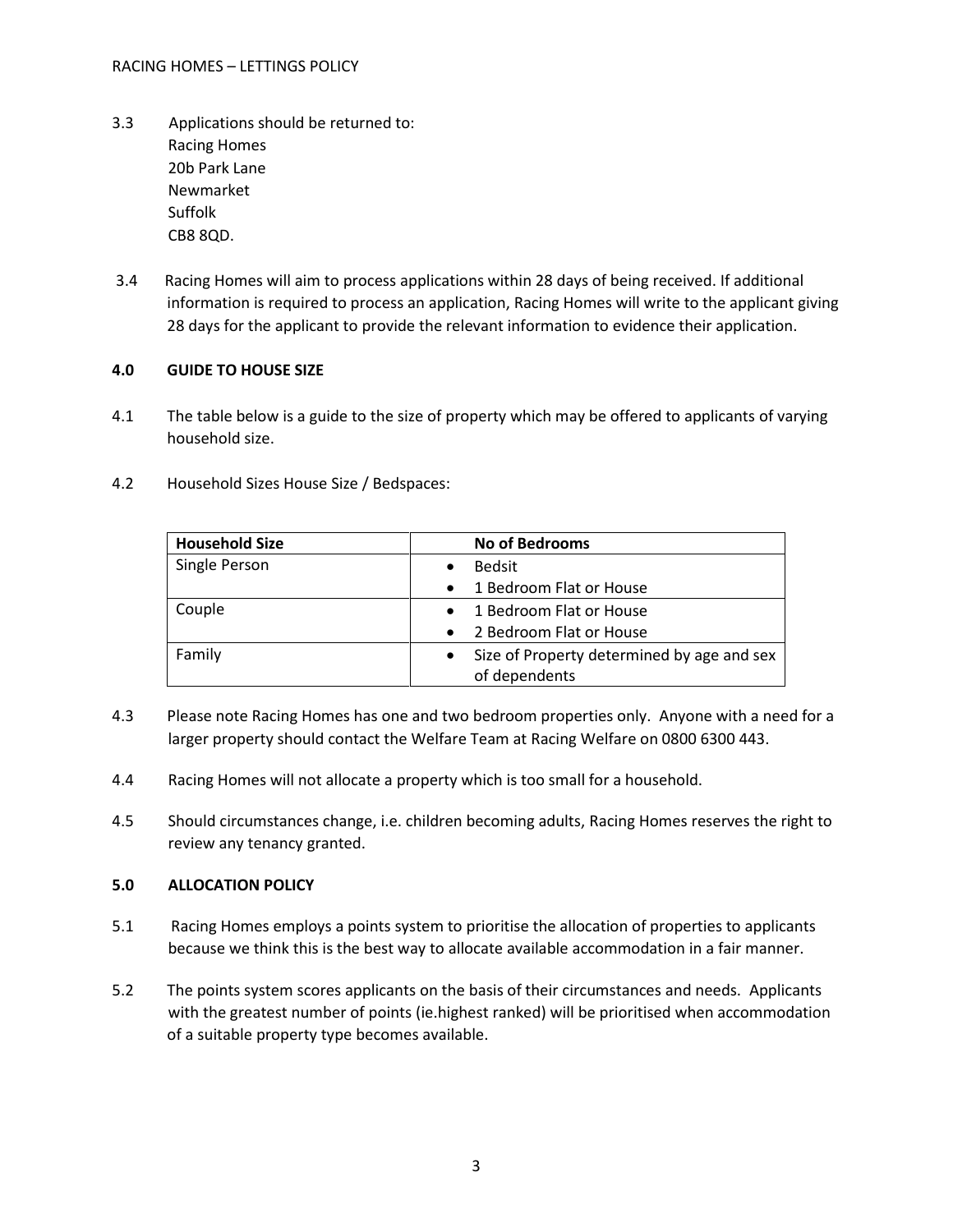3.3 Applications should be returned to:
Racing Homes
20b Park Lane
Newmarket
Suffolk
CB8 8QD.

3.4 Racing Homes will aim to process applications within 28 days of being received. If additional information is required to process an application, Racing Homes will write to the applicant giving 28 days for the applicant to provide the relevant information to evidence their application.

## 4.0 GUIDE TO HOUSE SIZE

4.1 The table below is a guide to the size of property which may be offered to applicants of varying household size.

4.2 Household Sizes House Size / Bedspaces:

| Household Size | No of Bedrooms |
|---|---|
| Single Person | • Bedsit<br>• 1 Bedroom Flat or House |
| Couple | • 1 Bedroom Flat or House<br>• 2 Bedroom Flat or House |
| Family | • Size of Property determined by age and sex of dependents |

4.3 Please note Racing Homes has one and two bedroom properties only. Anyone with a need for a larger property should contact the Welfare Team at Racing Welfare on 0800 6300 443.

4.4 Racing Homes will not allocate a property which is too small for a household.

4.5 Should circumstances change, i.e. children becoming adults, Racing Homes reserves the right to review any tenancy granted.

## 5.0 ALLOCATION POLICY

5.1 Racing Homes employs a points system to prioritise the allocation of properties to applicants because we think this is the best way to allocate available accommodation in a fair manner.

5.2 The points system scores applicants on the basis of their circumstances and needs. Applicants with the greatest number of points (ie.highest ranked) will be prioritised when accommodation of a suitable property type becomes available.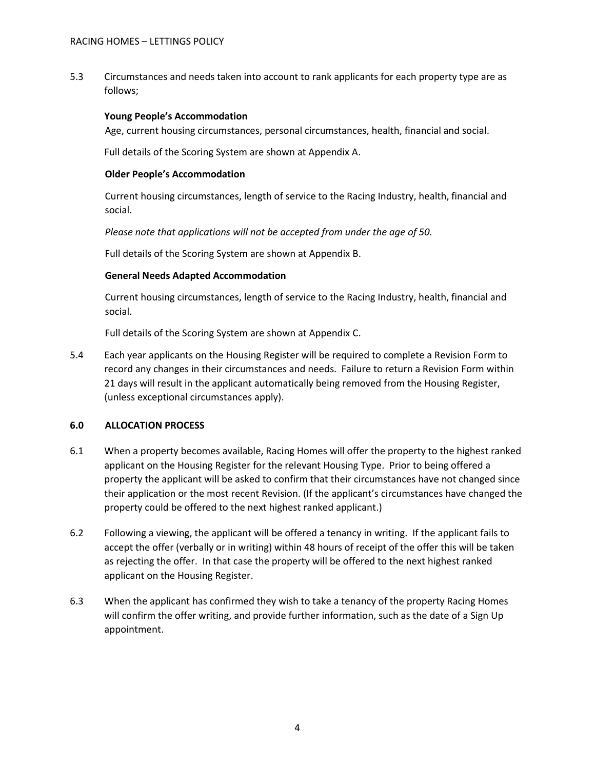5.3 Circumstances and needs taken into account to rank applicants for each property type are as follows;

**Young People's Accommodation**

Age, current housing circumstances, personal circumstances, health, financial and social.

Full details of the Scoring System are shown at Appendix A.

**Older People's Accommodation**

Current housing circumstances, length of service to the Racing Industry, health, financial and social.

*Please note that applications will not be accepted from under the age of 50.*

Full details of the Scoring System are shown at Appendix B.

**General Needs Adapted Accommodation**

Current housing circumstances, length of service to the Racing Industry, health, financial and social.

Full details of the Scoring System are shown at Appendix C.

5.4 Each year applicants on the Housing Register will be required to complete a Revision Form to record any changes in their circumstances and needs. Failure to return a Revision Form within 21 days will result in the applicant automatically being removed from the Housing Register, (unless exceptional circumstances apply).

## 6.0 ALLOCATION PROCESS

6.1 When a property becomes available, Racing Homes will offer the property to the highest ranked applicant on the Housing Register for the relevant Housing Type. Prior to being offered a property the applicant will be asked to confirm that their circumstances have not changed since their application or the most recent Revision. (If the applicant's circumstances have changed the property could be offered to the next highest ranked applicant.)

6.2 Following a viewing, the applicant will be offered a tenancy in writing. If the applicant fails to accept the offer (verbally or in writing) within 48 hours of receipt of the offer this will be taken as rejecting the offer. In that case the property will be offered to the next highest ranked applicant on the Housing Register.

6.3 When the applicant has confirmed they wish to take a tenancy of the property Racing Homes will confirm the offer writing, and provide further information, such as the date of a Sign Up appointment.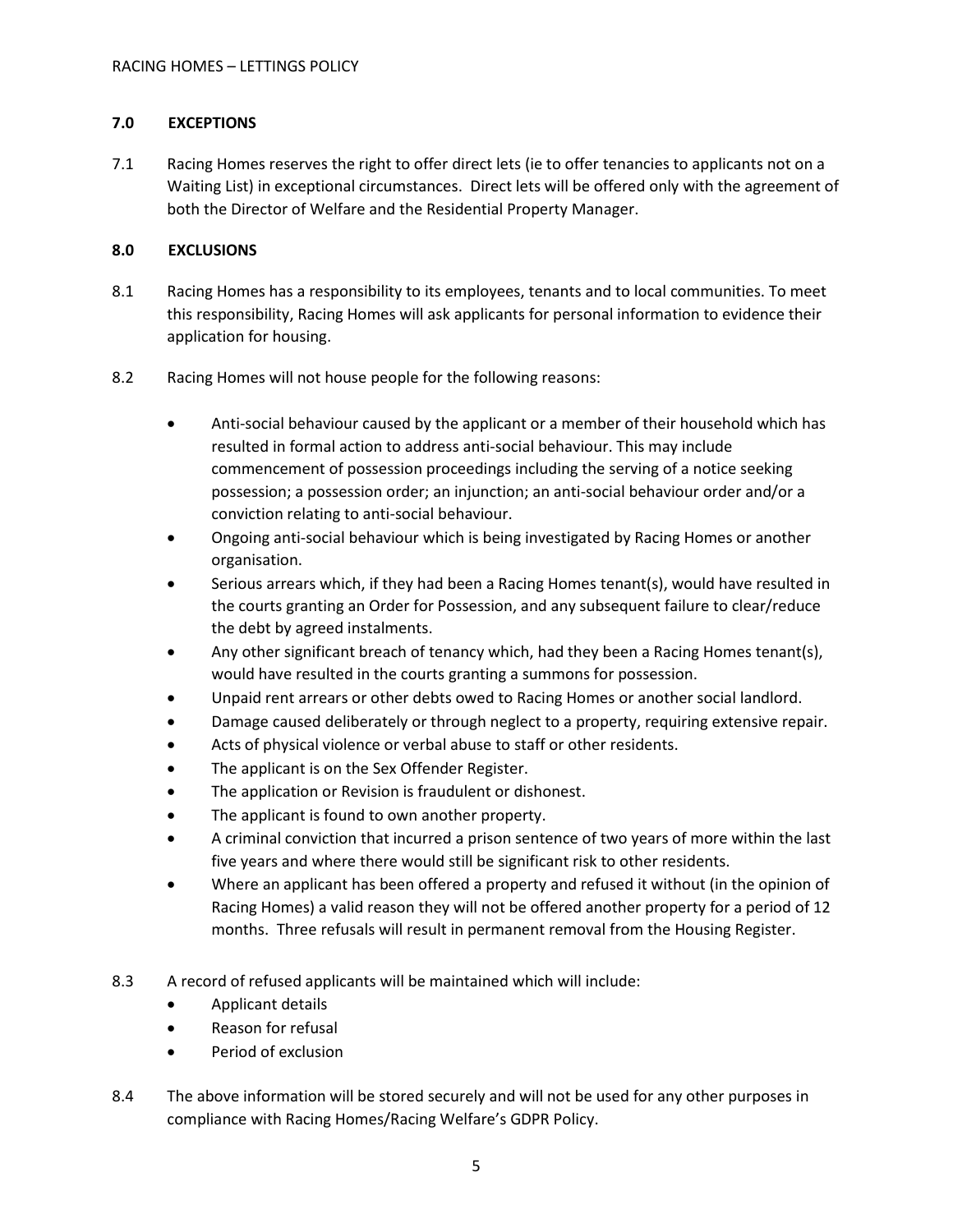## 7.0 EXCEPTIONS

7.1 Racing Homes reserves the right to offer direct lets (ie to offer tenancies to applicants not on a Waiting List) in exceptional circumstances. Direct lets will be offered only with the agreement of both the Director of Welfare and the Residential Property Manager.

## 8.0 EXCLUSIONS

8.1 Racing Homes has a responsibility to its employees, tenants and to local communities. To meet this responsibility, Racing Homes will ask applicants for personal information to evidence their application for housing.

8.2 Racing Homes will not house people for the following reasons:

- Anti-social behaviour caused by the applicant or a member of their household which has resulted in formal action to address anti-social behaviour. This may include commencement of possession proceedings including the serving of a notice seeking possession; a possession order; an injunction; an anti-social behaviour order and/or a conviction relating to anti-social behaviour.
- Ongoing anti-social behaviour which is being investigated by Racing Homes or another organisation.
- Serious arrears which, if they had been a Racing Homes tenant(s), would have resulted in the courts granting an Order for Possession, and any subsequent failure to clear/reduce the debt by agreed instalments.
- Any other significant breach of tenancy which, had they been a Racing Homes tenant(s), would have resulted in the courts granting a summons for possession.
- Unpaid rent arrears or other debts owed to Racing Homes or another social landlord.
- Damage caused deliberately or through neglect to a property, requiring extensive repair.
- Acts of physical violence or verbal abuse to staff or other residents.
- The applicant is on the Sex Offender Register.
- The application or Revision is fraudulent or dishonest.
- The applicant is found to own another property.
- A criminal conviction that incurred a prison sentence of two years of more within the last five years and where there would still be significant risk to other residents.
- Where an applicant has been offered a property and refused it without (in the opinion of Racing Homes) a valid reason they will not be offered another property for a period of 12 months. Three refusals will result in permanent removal from the Housing Register.

8.3 A record of refused applicants will be maintained which will include:

- Applicant details
- Reason for refusal
- Period of exclusion

8.4 The above information will be stored securely and will not be used for any other purposes in compliance with Racing Homes/Racing Welfare's GDPR Policy.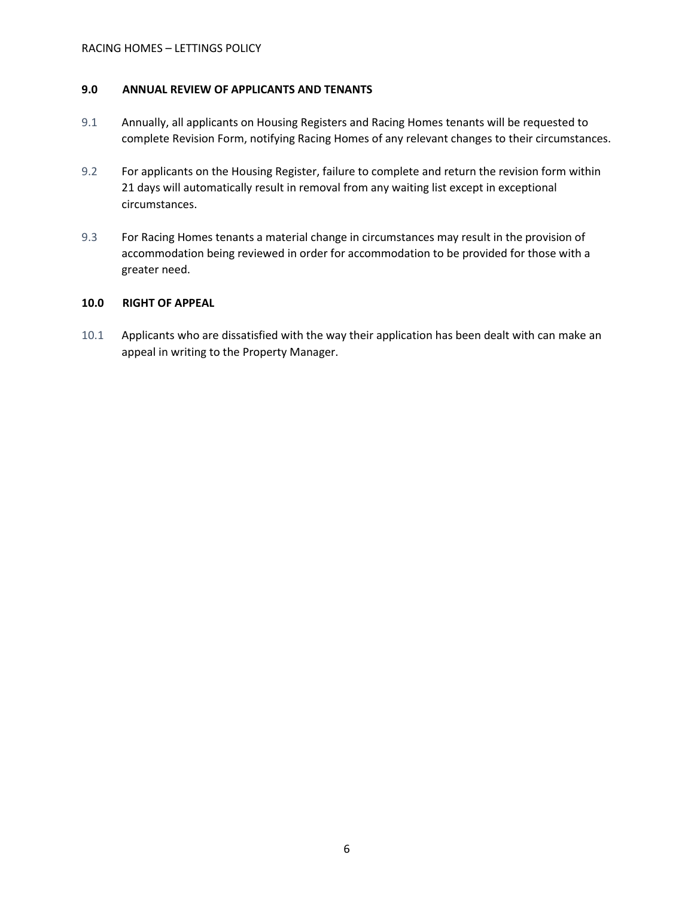## 9.0 ANNUAL REVIEW OF APPLICANTS AND TENANTS

9.1 Annually, all applicants on Housing Registers and Racing Homes tenants will be requested to complete Revision Form, notifying Racing Homes of any relevant changes to their circumstances.

9.2 For applicants on the Housing Register, failure to complete and return the revision form within 21 days will automatically result in removal from any waiting list except in exceptional circumstances.

9.3 For Racing Homes tenants a material change in circumstances may result in the provision of accommodation being reviewed in order for accommodation to be provided for those with a greater need.

## 10.0 RIGHT OF APPEAL

10.1 Applicants who are dissatisfied with the way their application has been dealt with can make an appeal in writing to the Property Manager.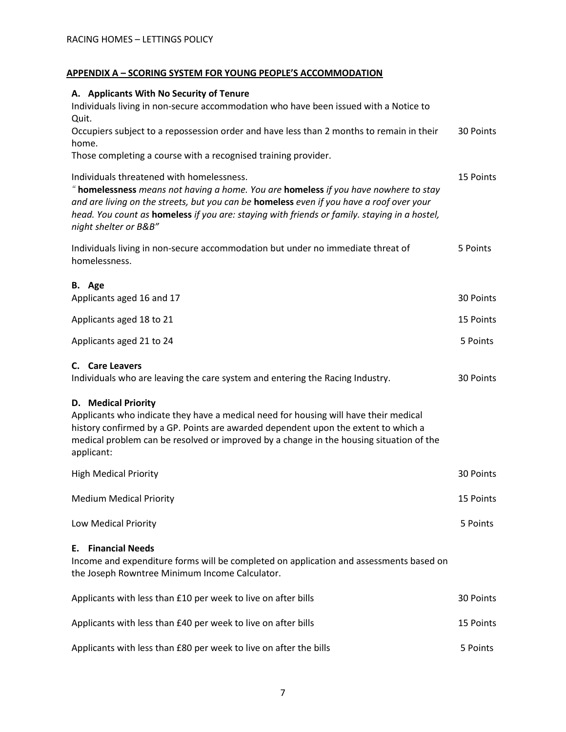## APPENDIX A – SCORING SYSTEM FOR YOUNG PEOPLE'S ACCOMMODATION

### A. Applicants With No Security of Tenure

| Criteria | Points |
|---|---|
| Individuals living in non-secure accommodation who have been issued with a Notice to Quit.<br>Occupiers subject to a repossession order and have less than 2 months to remain in their home.<br>Those completing a course with a recognised training provider. | 30 Points |
| Individuals threatened with homelessness.<br>*"* ***homelessness*** *means not having a home. You are* ***homeless*** *if you have nowhere to stay and are living on the streets, but you can be* ***homeless*** *even if you have a roof over your head. You count as* ***homeless*** *if you are: staying with friends or family. staying in a hostel, night shelter or B&B"* | 15 Points |
| Individuals living in non-secure accommodation but under no immediate threat of homelessness. | 5 Points |

### B. Age

| Criteria | Points |
|---|---|
| Applicants aged 16 and 17 | 30 Points |
| Applicants aged 18 to 21 | 15 Points |
| Applicants aged 21 to 24 | 5 Points |

### C. Care Leavers

| Criteria | Points |
|---|---|
| Individuals who are leaving the care system and entering the Racing Industry. | 30 Points |

### D. Medical Priority

Applicants who indicate they have a medical need for housing will have their medical history confirmed by a GP. Points are awarded dependent upon the extent to which a medical problem can be resolved or improved by a change in the housing situation of the applicant:

| Criteria | Points |
|---|---|
| High Medical Priority | 30 Points |
| Medium Medical Priority | 15 Points |
| Low Medical Priority | 5 Points |

### E. Financial Needs

Income and expenditure forms will be completed on application and assessments based on the Joseph Rowntree Minimum Income Calculator.

| Criteria | Points |
|---|---|
| Applicants with less than £10 per week to live on after bills | 30 Points |
| Applicants with less than £40 per week to live on after bills | 15 Points |
| Applicants with less than £80 per week to live on after the bills | 5 Points |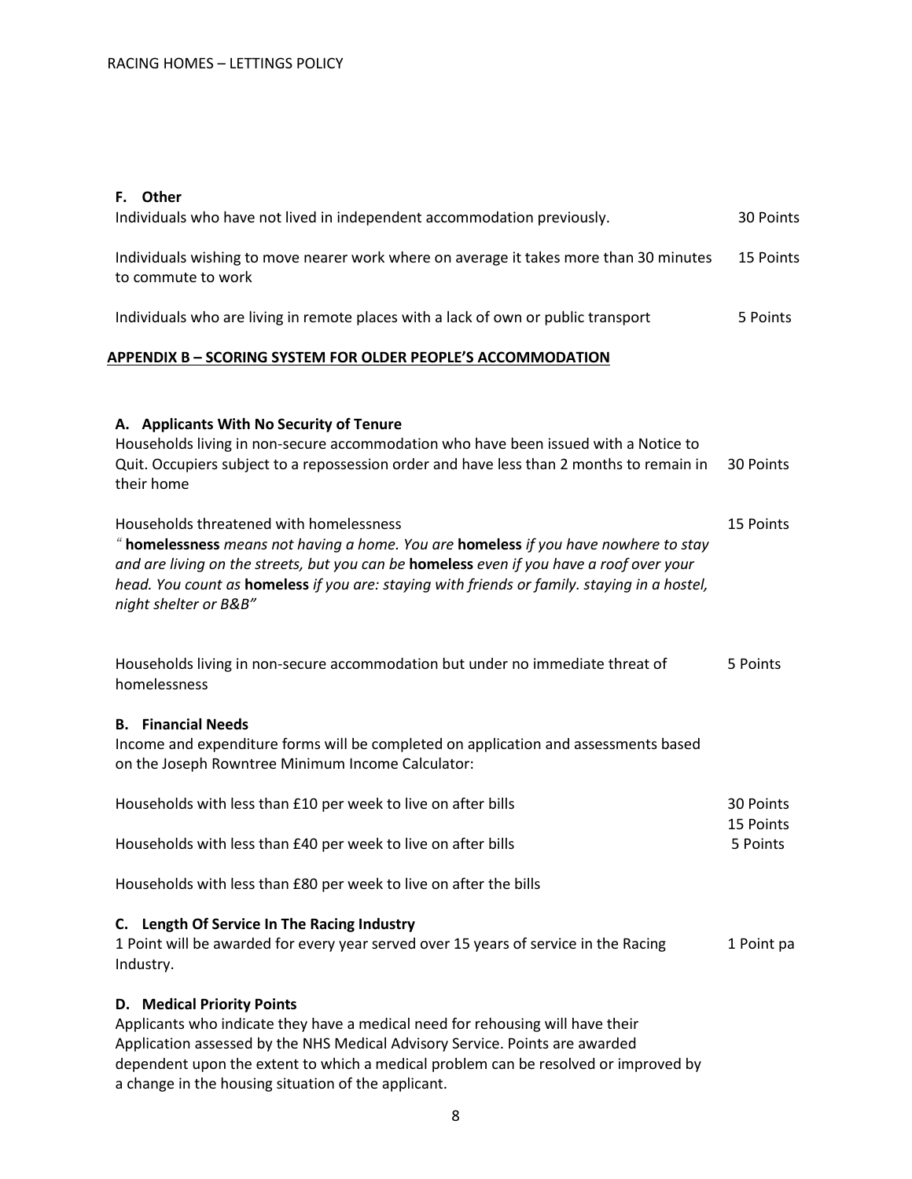**F. Other**

| | |
|---|---|
| Individuals who have not lived in independent accommodation previously. | 30 Points |
| Individuals wishing to move nearer work where on average it takes more than 30 minutes to commute to work | 15 Points |
| Individuals who are living in remote places with a lack of own or public transport | 5 Points |

## APPENDIX B – SCORING SYSTEM FOR OLDER PEOPLE'S ACCOMMODATION

**A. Applicants With No Security of Tenure**

| | |
|---|---|
| Households living in non-secure accommodation who have been issued with a Notice to Quit. Occupiers subject to a repossession order and have less than 2 months to remain in their home | 30 Points |
| Households threatened with homelessness<br>*"* **homelessness** *means not having a home. You are* **homeless** *if you have nowhere to stay and are living on the streets, but you can be* **homeless** *even if you have a roof over your head. You count as* **homeless** *if you are: staying with friends or family. staying in a hostel, night shelter or B&B"* | 15 Points |
| Households living in non-secure accommodation but under no immediate threat of homelessness | 5 Points |

**B. Financial Needs**

Income and expenditure forms will be completed on application and assessments based on the Joseph Rowntree Minimum Income Calculator:

| | |
|---|---|
| Households with less than £10 per week to live on after bills | 30 Points |
| Households with less than £40 per week to live on after bills | 15 Points |
| Households with less than £80 per week to live on after the bills | 5 Points |

**C. Length Of Service In The Racing Industry**

| | |
|---|---|
| 1 Point will be awarded for every year served over 15 years of service in the Racing Industry. | 1 Point pa |

**D. Medical Priority Points**

Applicants who indicate they have a medical need for rehousing will have their Application assessed by the NHS Medical Advisory Service. Points are awarded dependent upon the extent to which a medical problem can be resolved or improved by a change in the housing situation of the applicant.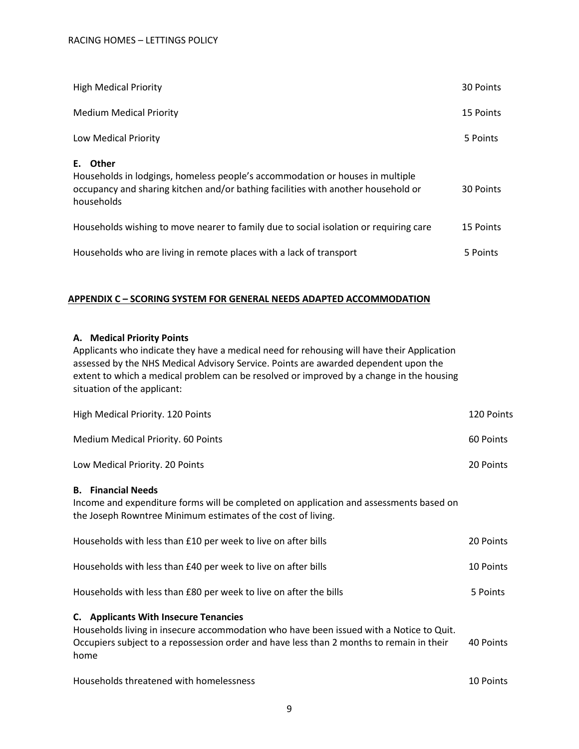| | |
|---|---|
| High Medical Priority | 30 Points |
| Medium Medical Priority | 15 Points |
| Low Medical Priority | 5 Points |

**E. Other**

| | |
|---|---|
| Households in lodgings, homeless people's accommodation or houses in multiple occupancy and sharing kitchen and/or bathing facilities with another household or households | 30 Points |
| Households wishing to move nearer to family due to social isolation or requiring care | 15 Points |
| Households who are living in remote places with a lack of transport | 5 Points |

## APPENDIX C – SCORING SYSTEM FOR GENERAL NEEDS ADAPTED ACCOMMODATION

**A. Medical Priority Points**

Applicants who indicate they have a medical need for rehousing will have their Application assessed by the NHS Medical Advisory Service. Points are awarded dependent upon the extent to which a medical problem can be resolved or improved by a change in the housing situation of the applicant:

| | |
|---|---|
| High Medical Priority. 120 Points | 120 Points |
| Medium Medical Priority. 60 Points | 60 Points |
| Low Medical Priority. 20 Points | 20 Points |

**B. Financial Needs**

Income and expenditure forms will be completed on application and assessments based on the Joseph Rowntree Minimum estimates of the cost of living.

| | |
|---|---|
| Households with less than £10 per week to live on after bills | 20 Points |
| Households with less than £40 per week to live on after bills | 10 Points |
| Households with less than £80 per week to live on after the bills | 5 Points |

**C. Applicants With Insecure Tenancies**

| | |
|---|---|
| Households living in insecure accommodation who have been issued with a Notice to Quit. Occupiers subject to a repossession order and have less than 2 months to remain in their home | 40 Points |
| Households threatened with homelessness | 10 Points |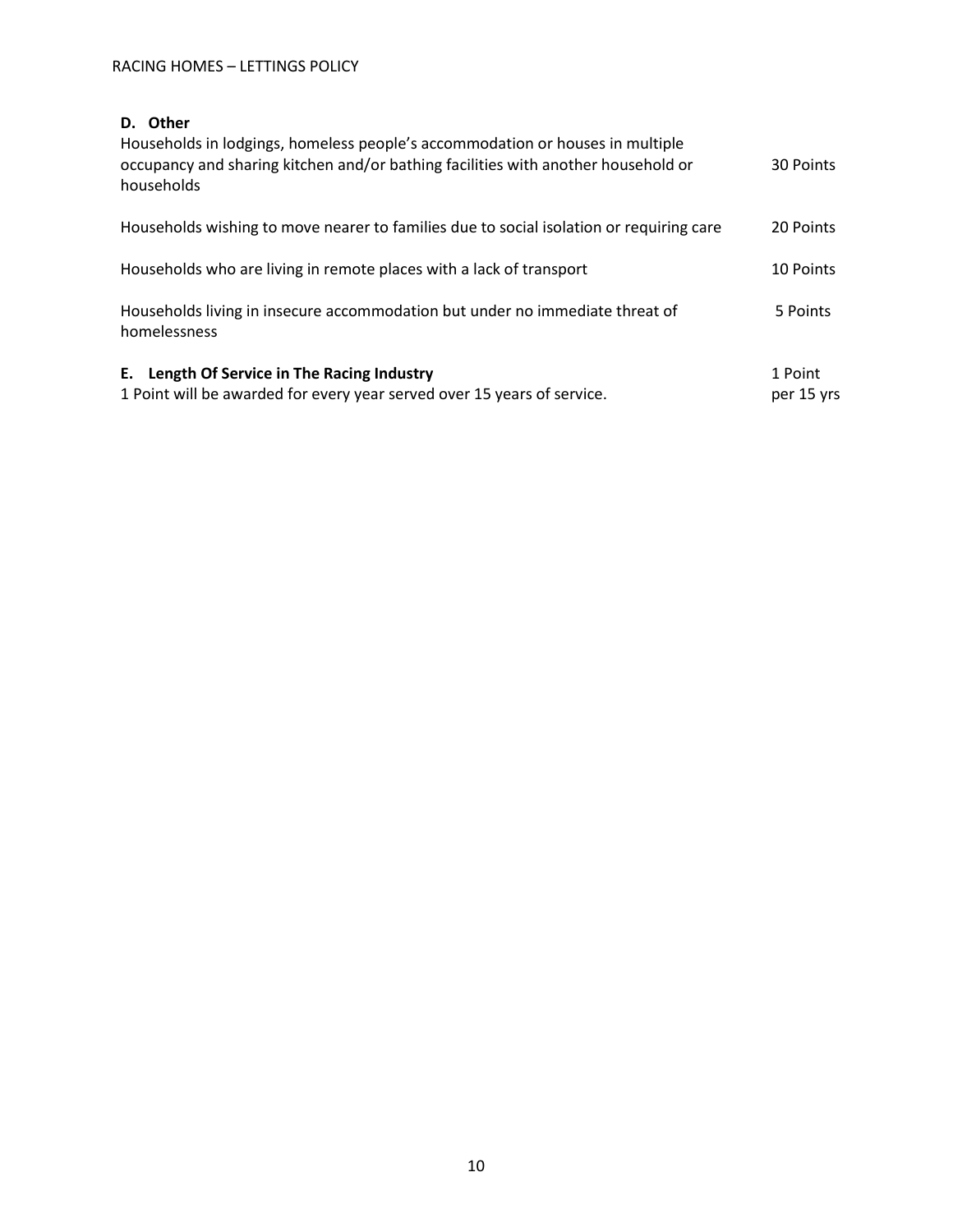## D. Other

| | |
|---|---|
| Households in lodgings, homeless people's accommodation or houses in multiple occupancy and sharing kitchen and/or bathing facilities with another household or households | 30 Points |
| Households wishing to move nearer to families due to social isolation or requiring care | 20 Points |
| Households who are living in remote places with a lack of transport | 10 Points |
| Households living in insecure accommodation but under no immediate threat of homelessness | 5 Points |

## E. Length Of Service in The Racing Industry

| | |
|---|---|
| 1 Point will be awarded for every year served over 15 years of service. | 1 Point per 15 yrs |